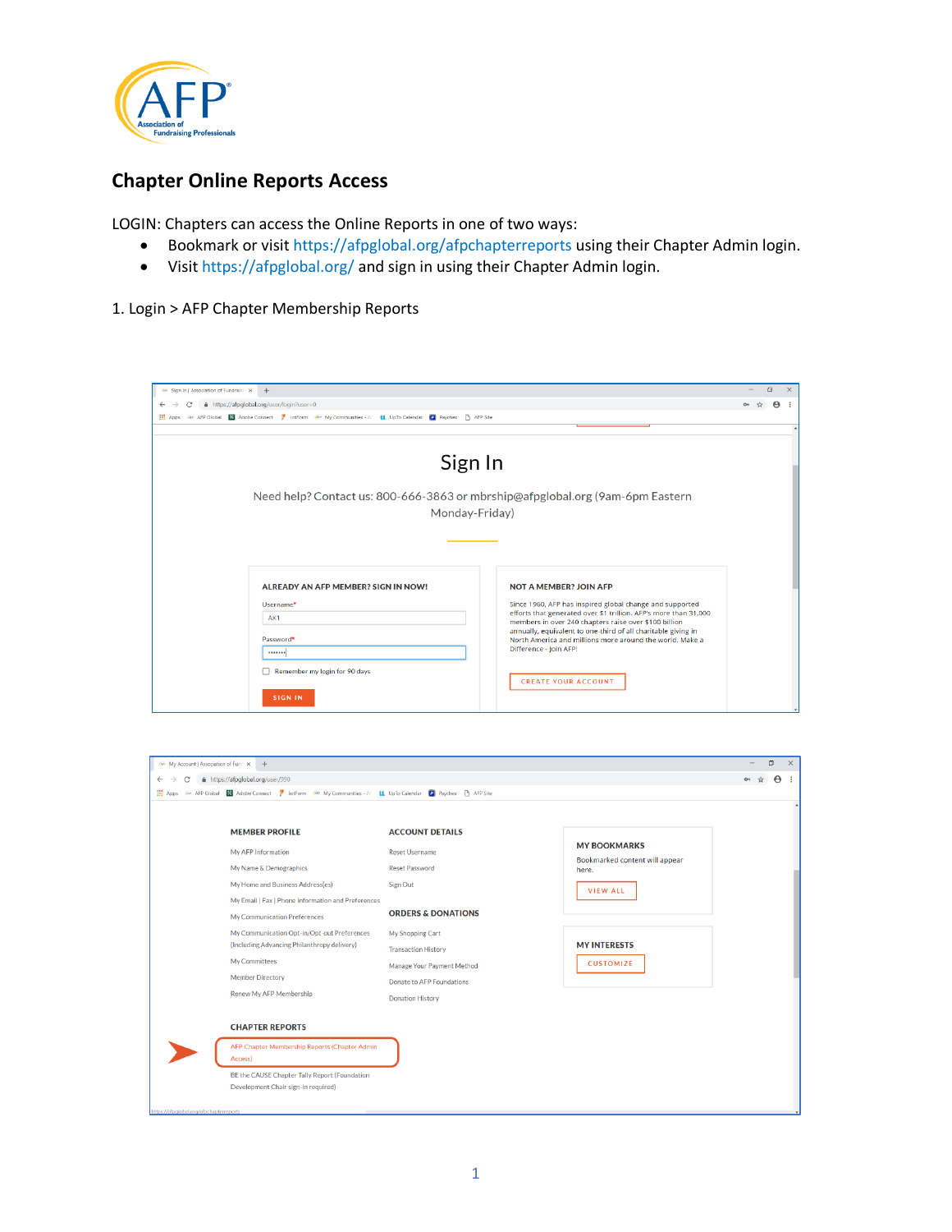# Chapter Online Reports Access

LOGIN: Chapters can access the Online Reports in one of two ways:

- Bookmark or visit https://afpglobal.org/afpchapterreports using their Chapter Admin login.
- Visit https://afpglobal.org/ and sign in using their Chapter Admin login.

1. Login > AFP Chapter Membership Reports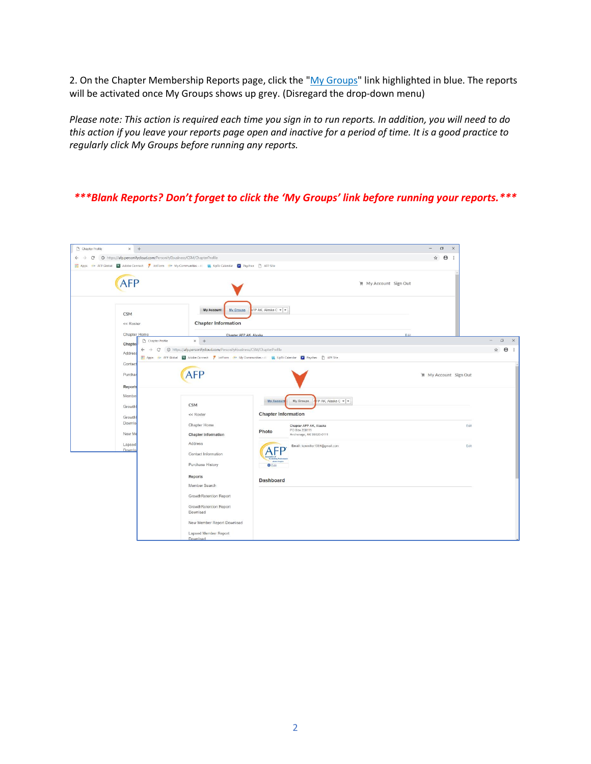2. On the Chapter Membership Reports page, click the "My Groups" link highlighted in blue. The reports will be activated once My Groups shows up grey. (Disregard the drop-down menu)

*Please note: This action is required each time you sign in to run reports. In addition, you will need to do this action if you leave your reports page open and inactive for a period of time. It is a good practice to regularly click My Groups before running any reports.*

***Blank Reports? Don't forget to click the 'My Groups' link before running your reports.*****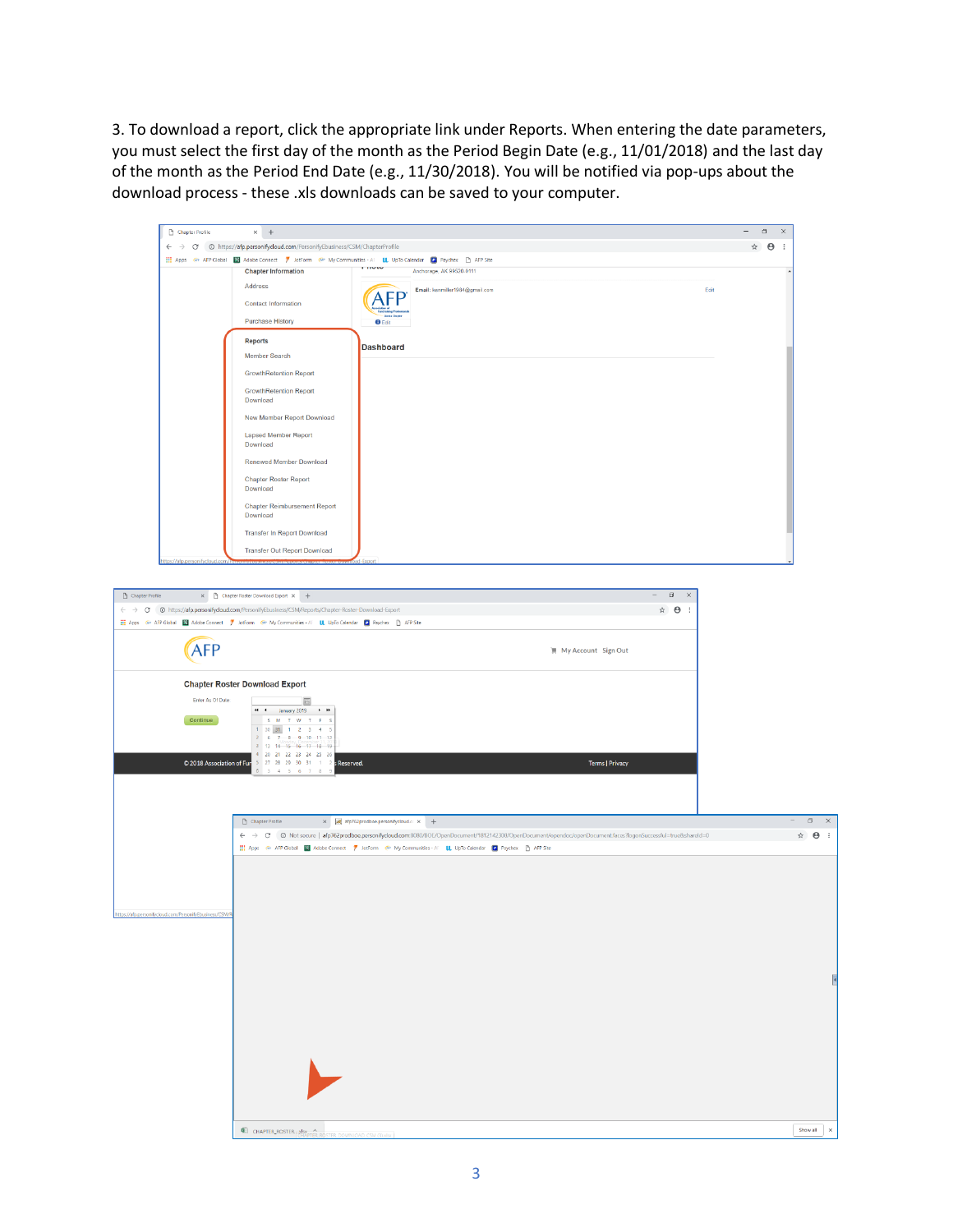3. To download a report, click the appropriate link under Reports. When entering the date parameters, you must select the first day of the month as the Period Begin Date (e.g., 11/01/2018) and the last day of the month as the Period End Date (e.g., 11/30/2018). You will be notified via pop-ups about the download process - these .xls downloads can be saved to your computer.